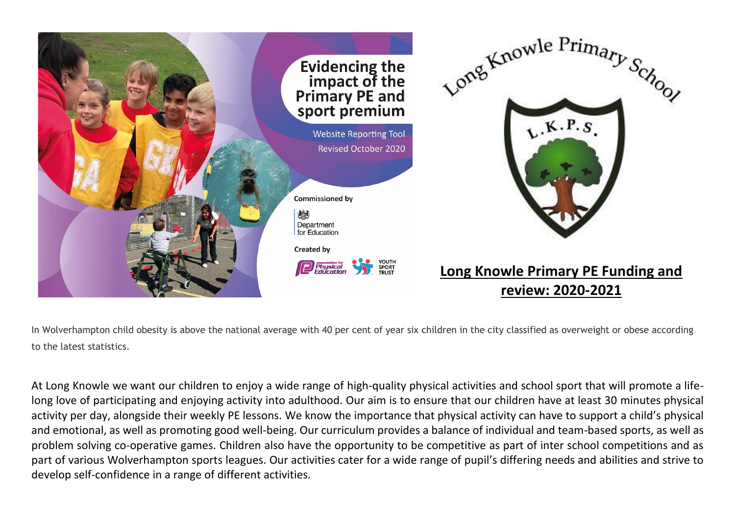# Evidencing the impact of the Primary PE and sport premium

Website Reporting Tool
Revised October 2020

Commissioned by

Department for Education

Created by

association for Physical Education | YOUTH SPORT TRUST

Long Knowle Primary School

L.K.P.S.

## Long Knowle Primary PE Funding and review: 2020-2021

In Wolverhampton child obesity is above the national average with 40 per cent of year six children in the city classified as overweight or obese according to the latest statistics.

At Long Knowle we want our children to enjoy a wide range of high-quality physical activities and school sport that will promote a life-long love of participating and enjoying activity into adulthood. Our aim is to ensure that our children have at least 30 minutes physical activity per day, alongside their weekly PE lessons. We know the importance that physical activity can have to support a child's physical and emotional, as well as promoting good well-being. Our curriculum provides a balance of individual and team-based sports, as well as problem solving co-operative games. Children also have the opportunity to be competitive as part of inter school competitions and as part of various Wolverhampton sports leagues. Our activities cater for a wide range of pupil's differing needs and abilities and strive to develop self-confidence in a range of different activities.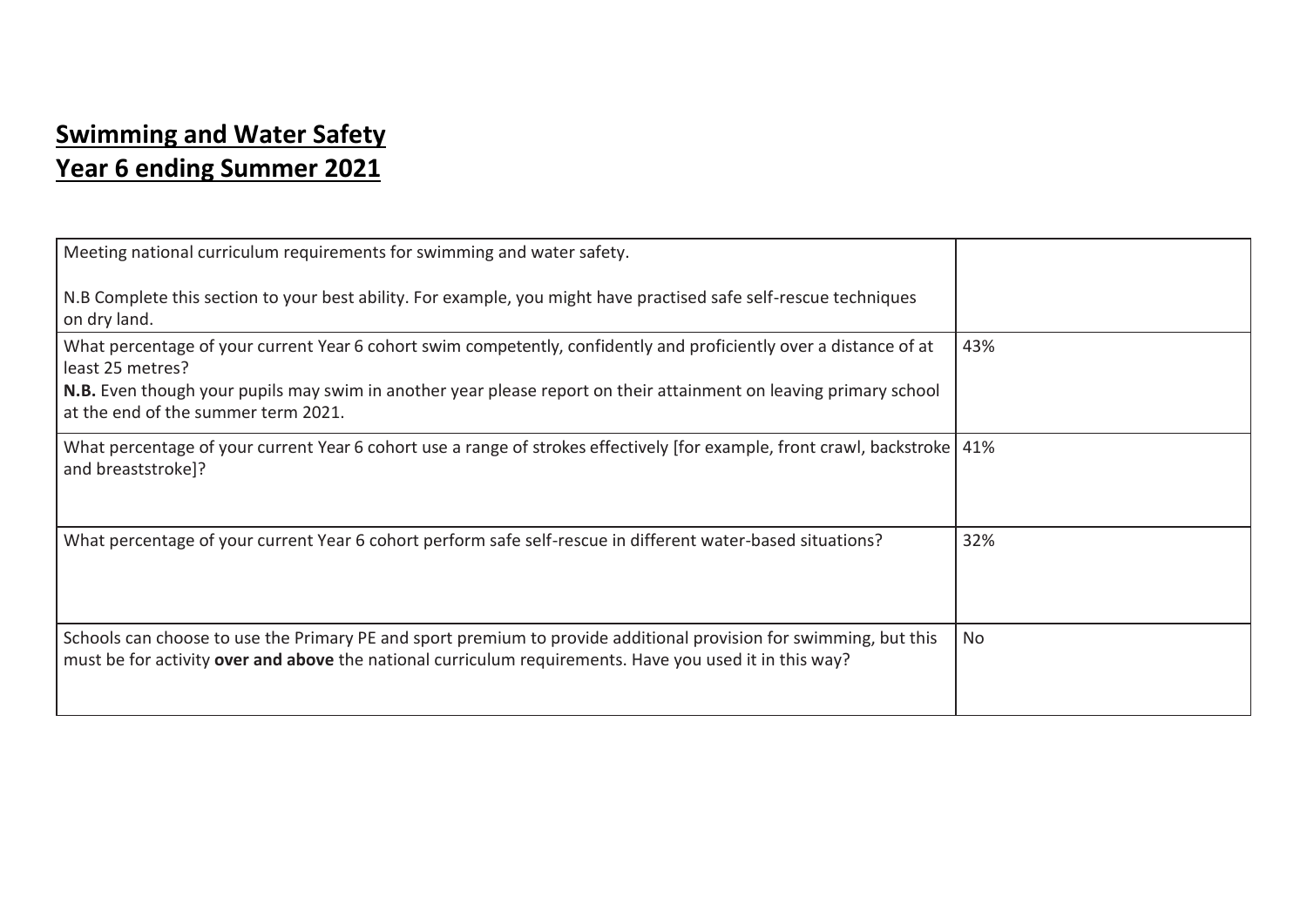# Swimming and Water Safety
# Year 6 ending Summer 2021

| Meeting national curriculum requirements for swimming and water safety.<br><br>N.B Complete this section to your best ability. For example, you might have practised safe self-rescue techniques on dry land. | |
|---|---|
| What percentage of your current Year 6 cohort swim competently, confidently and proficiently over a distance of at least 25 metres?<br>**N.B.** Even though your pupils may swim in another year please report on their attainment on leaving primary school at the end of the summer term 2021. | 43% |
| What percentage of your current Year 6 cohort use a range of strokes effectively [for example, front crawl, backstroke and breaststroke]? | 41% |
| What percentage of your current Year 6 cohort perform safe self-rescue in different water-based situations? | 32% |
| Schools can choose to use the Primary PE and sport premium to provide additional provision for swimming, but this must be for activity **over and above** the national curriculum requirements. Have you used it in this way? | No |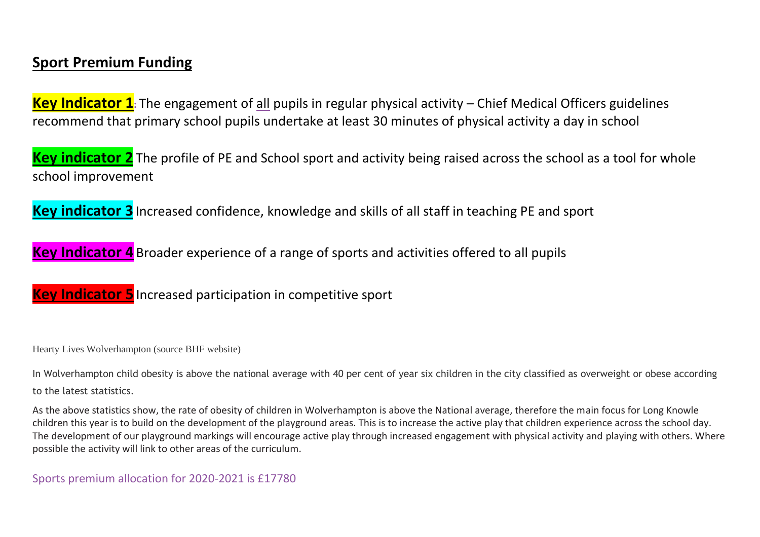## Sport Premium Funding

**Key Indicator 1**: The engagement of all pupils in regular physical activity – Chief Medical Officers guidelines recommend that primary school pupils undertake at least 30 minutes of physical activity a day in school

**Key indicator 2** The profile of PE and School sport and activity being raised across the school as a tool for whole school improvement

**Key indicator 3** Increased confidence, knowledge and skills of all staff in teaching PE and sport

**Key Indicator 4** Broader experience of a range of sports and activities offered to all pupils

**Key Indicator 5** Increased participation in competitive sport

Hearty Lives Wolverhampton (source BHF website)

In Wolverhampton child obesity is above the national average with 40 per cent of year six children in the city classified as overweight or obese according to the latest statistics.

As the above statistics show, the rate of obesity of children in Wolverhampton is above the National average, therefore the main focus for Long Knowle children this year is to build on the development of the playground areas. This is to increase the active play that children experience across the school day. The development of our playground markings will encourage active play through increased engagement with physical activity and playing with others. Where possible the activity will link to other areas of the curriculum.

Sports premium allocation for 2020-2021 is £17780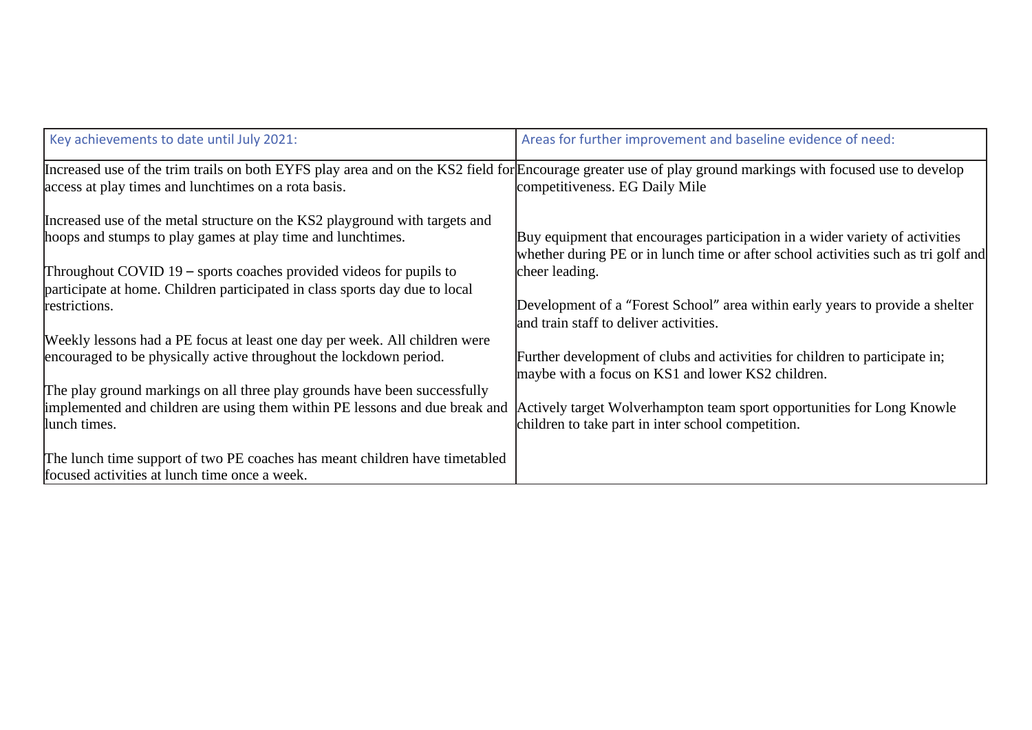| Key achievements to date until July 2021: | Areas for further improvement and baseline evidence of need: |
|---|---|
| Increased use of the trim trails on both EYFS play area and on the KS2 field for access at play times and lunchtimes on a rota basis.<br><br>Increased use of the metal structure on the KS2 playground with targets and hoops and stumps to play games at play time and lunchtimes.<br><br>Throughout COVID 19 – sports coaches provided videos for pupils to participate at home. Children participated in class sports day due to local restrictions.<br><br>Weekly lessons had a PE focus at least one day per week. All children were encouraged to be physically active throughout the lockdown period.<br><br>The play ground markings on all three play grounds have been successfully implemented and children are using them within PE lessons and due break and lunch times.<br><br>The lunch time support of two PE coaches has meant children have timetabled focused activities at lunch time once a week. | Encourage greater use of play ground markings with focused use to develop competitiveness. EG Daily Mile<br><br>Buy equipment that encourages participation in a wider variety of activities whether during PE or in lunch time or after school activities such as tri golf and cheer leading.<br><br>Development of a "Forest School" area within early years to provide a shelter and train staff to deliver activities.<br><br>Further development of clubs and activities for children to participate in; maybe with a focus on KS1 and lower KS2 children.<br><br>Actively target Wolverhampton team sport opportunities for Long Knowle children to take part in inter school competition. |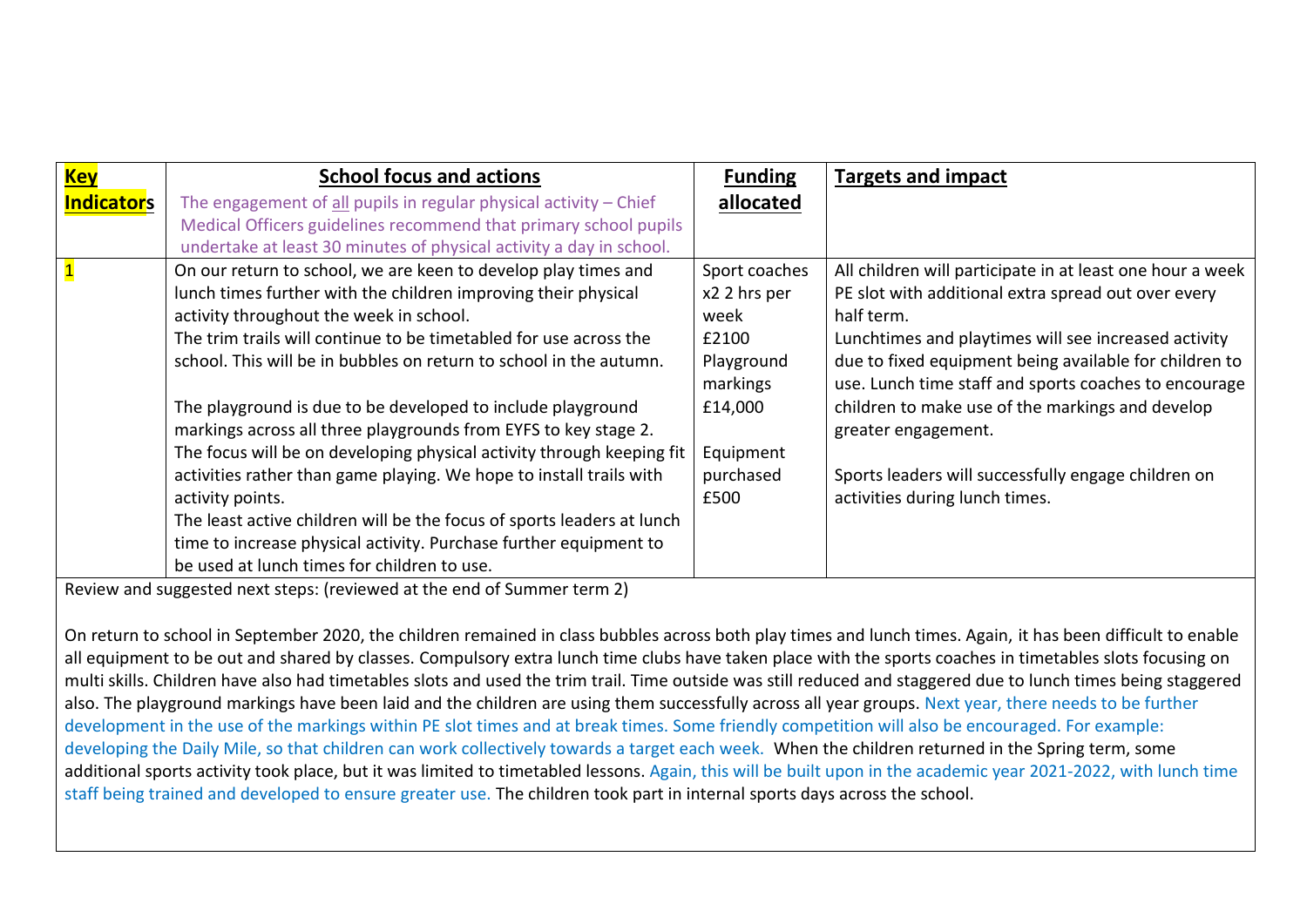| **Key Indicators** | **School focus and actions**<br>The engagement of all pupils in regular physical activity – Chief Medical Officers guidelines recommend that primary school pupils undertake at least 30 minutes of physical activity a day in school. | **Funding allocated** | **Targets and impact** |
|---|---|---|---|
| 1 | On our return to school, we are keen to develop play times and lunch times further with the children improving their physical activity throughout the week in school.<br>The trim trails will continue to be timetabled for use across the school. This will be in bubbles on return to school in the autumn.<br><br>The playground is due to be developed to include playground markings across all three playgrounds from EYFS to key stage 2. The focus will be on developing physical activity through keeping fit activities rather than game playing. We hope to install trails with activity points.<br>The least active children will be the focus of sports leaders at lunch time to increase physical activity. Purchase further equipment to be used at lunch times for children to use. | Sport coaches x2 2 hrs per week £2100<br>Playground markings £14,000<br><br>Equipment purchased £500 | All children will participate in at least one hour a week PE slot with additional extra spread out over every half term.<br>Lunchtimes and playtimes will see increased activity due to fixed equipment being available for children to use. Lunch time staff and sports coaches to encourage children to make use of the markings and develop greater engagement.<br><br>Sports leaders will successfully engage children on activities during lunch times. |

Review and suggested next steps: (reviewed at the end of Summer term 2)

On return to school in September 2020, the children remained in class bubbles across both play times and lunch times. Again, it has been difficult to enable all equipment to be out and shared by classes. Compulsory extra lunch time clubs have taken place with the sports coaches in timetables slots focusing on multi skills. Children have also had timetables slots and used the trim trail. Time outside was still reduced and staggered due to lunch times being staggered also. The playground markings have been laid and the children are using them successfully across all year groups. Next year, there needs to be further development in the use of the markings within PE slot times and at break times. Some friendly competition will also be encouraged. For example: developing the Daily Mile, so that children can work collectively towards a target each week. When the children returned in the Spring term, some additional sports activity took place, but it was limited to timetabled lessons. Again, this will be built upon in the academic year 2021-2022, with lunch time staff being trained and developed to ensure greater use. The children took part in internal sports days across the school.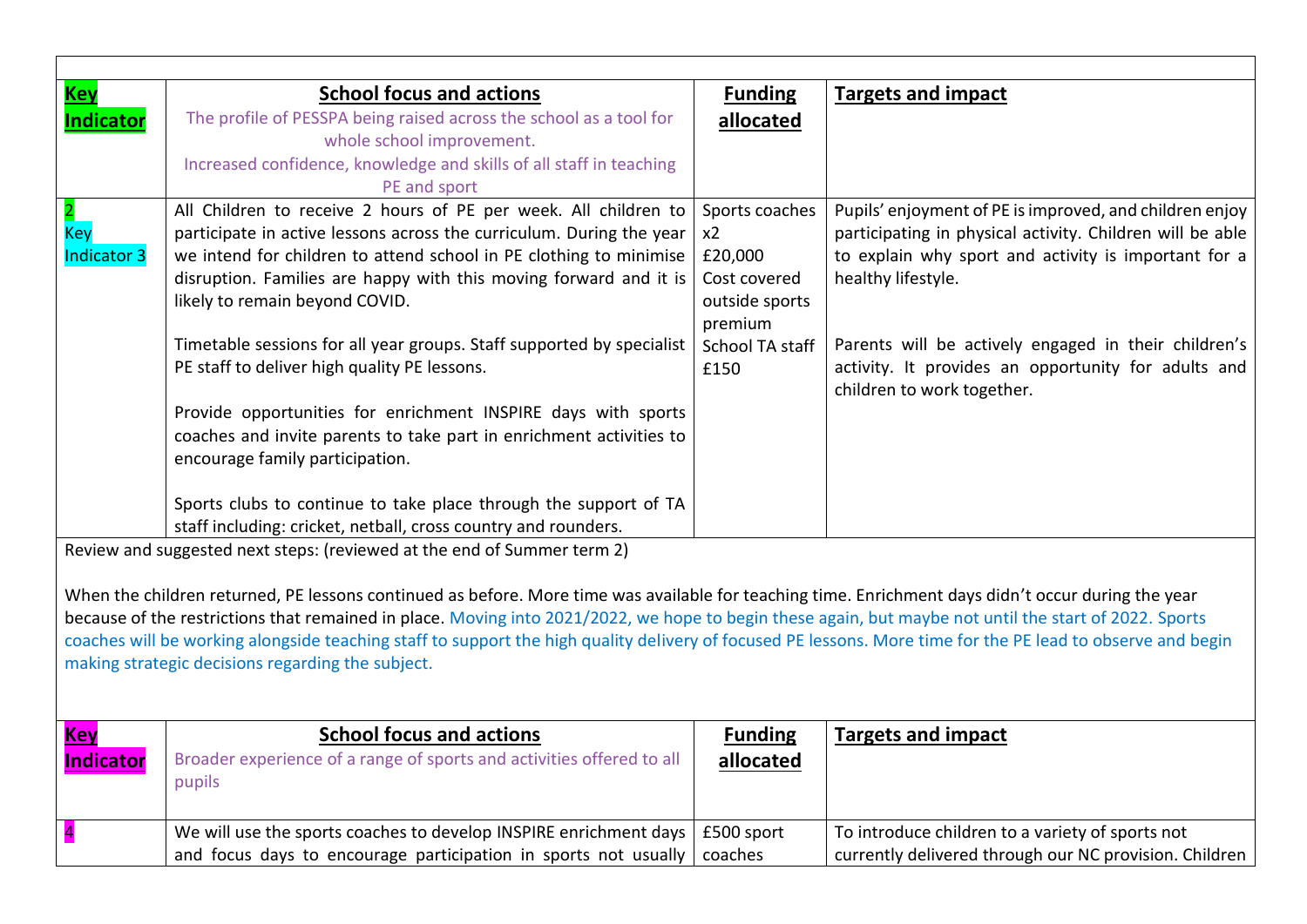| **Key Indicator** | **School focus and actions**<br>The profile of PESSPA being raised across the school as a tool for whole school improvement.<br>Increased confidence, knowledge and skills of all staff in teaching PE and sport | **Funding allocated** | **Targets and impact** |
|---|---|---|---|
| 2<br>Key Indicator 3 | All Children to receive 2 hours of PE per week. All children to participate in active lessons across the curriculum. During the year we intend for children to attend school in PE clothing to minimise disruption. Families are happy with this moving forward and it is likely to remain beyond COVID.<br><br>Timetable sessions for all year groups. Staff supported by specialist PE staff to deliver high quality PE lessons.<br><br>Provide opportunities for enrichment INSPIRE days with sports coaches and invite parents to take part in enrichment activities to encourage family participation.<br><br>Sports clubs to continue to take place through the support of TA staff including: cricket, netball, cross country and rounders. | Sports coaches x2<br>£20,000<br>Cost covered outside sports premium<br>School TA staff £150 | Pupils' enjoyment of PE is improved, and children enjoy participating in physical activity. Children will be able to explain why sport and activity is important for a healthy lifestyle.<br><br>Parents will be actively engaged in their children's activity. It provides an opportunity for adults and children to work together. |

Review and suggested next steps: (reviewed at the end of Summer term 2)

When the children returned, PE lessons continued as before. More time was available for teaching time. Enrichment days didn't occur during the year because of the restrictions that remained in place. Moving into 2021/2022, we hope to begin these again, but maybe not until the start of 2022. Sports coaches will be working alongside teaching staff to support the high quality delivery of focused PE lessons. More time for the PE lead to observe and begin making strategic decisions regarding the subject.

| **Key Indicator** | **School focus and actions**<br>Broader experience of a range of sports and activities offered to all pupils | **Funding allocated** | **Targets and impact** |
|---|---|---|---|
| 4 | We will use the sports coaches to develop INSPIRE enrichment days and focus days to encourage participation in sports not usually | £500 sport coaches | To introduce children to a variety of sports not currently delivered through our NC provision. Children |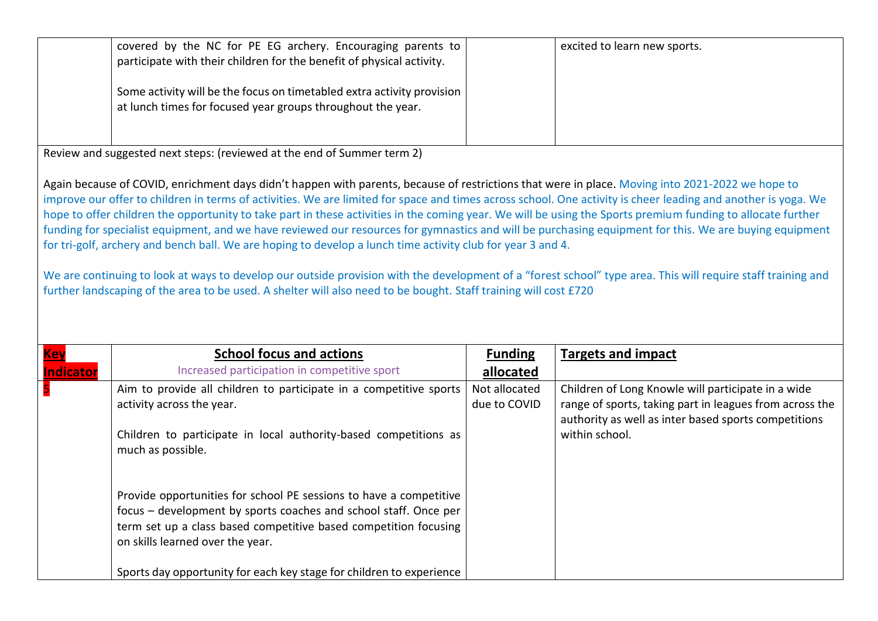| | | | |
|---|---|---|---|
| | covered by the NC for PE EG archery. Encouraging parents to participate with their children for the benefit of physical activity.<br><br>Some activity will be the focus on timetabled extra activity provision at lunch times for focused year groups throughout the year. | | excited to learn new sports. |

Review and suggested next steps: (reviewed at the end of Summer term 2)

Again because of COVID, enrichment days didn't happen with parents, because of restrictions that were in place. Moving into 2021-2022 we hope to improve our offer to children in terms of activities. We are limited for space and times across school. One activity is cheer leading and another is yoga. We hope to offer children the opportunity to take part in these activities in the coming year. We will be using the Sports premium funding to allocate further funding for specialist equipment, and we have reviewed our resources for gymnastics and will be purchasing equipment for this. We are buying equipment for tri-golf, archery and bench ball. We are hoping to develop a lunch time activity club for year 3 and 4.

We are continuing to look at ways to develop our outside provision with the development of a "forest school" type area. This will require staff training and further landscaping of the area to be used. A shelter will also need to be bought. Staff training will cost £720

| **Key Indicator** | **School focus and actions**<br>Increased participation in competitive sport | **Funding allocated** | **Targets and impact** |
|---|---|---|---|
| 5 | Aim to provide all children to participate in a competitive sports activity across the year.<br><br>Children to participate in local authority-based competitions as much as possible.<br><br>Provide opportunities for school PE sessions to have a competitive focus – development by sports coaches and school staff. Once per term set up a class based competitive based competition focusing on skills learned over the year.<br><br>Sports day opportunity for each key stage for children to experience | Not allocated due to COVID | Children of Long Knowle will participate in a wide range of sports, taking part in leagues from across the authority as well as inter based sports competitions within school. |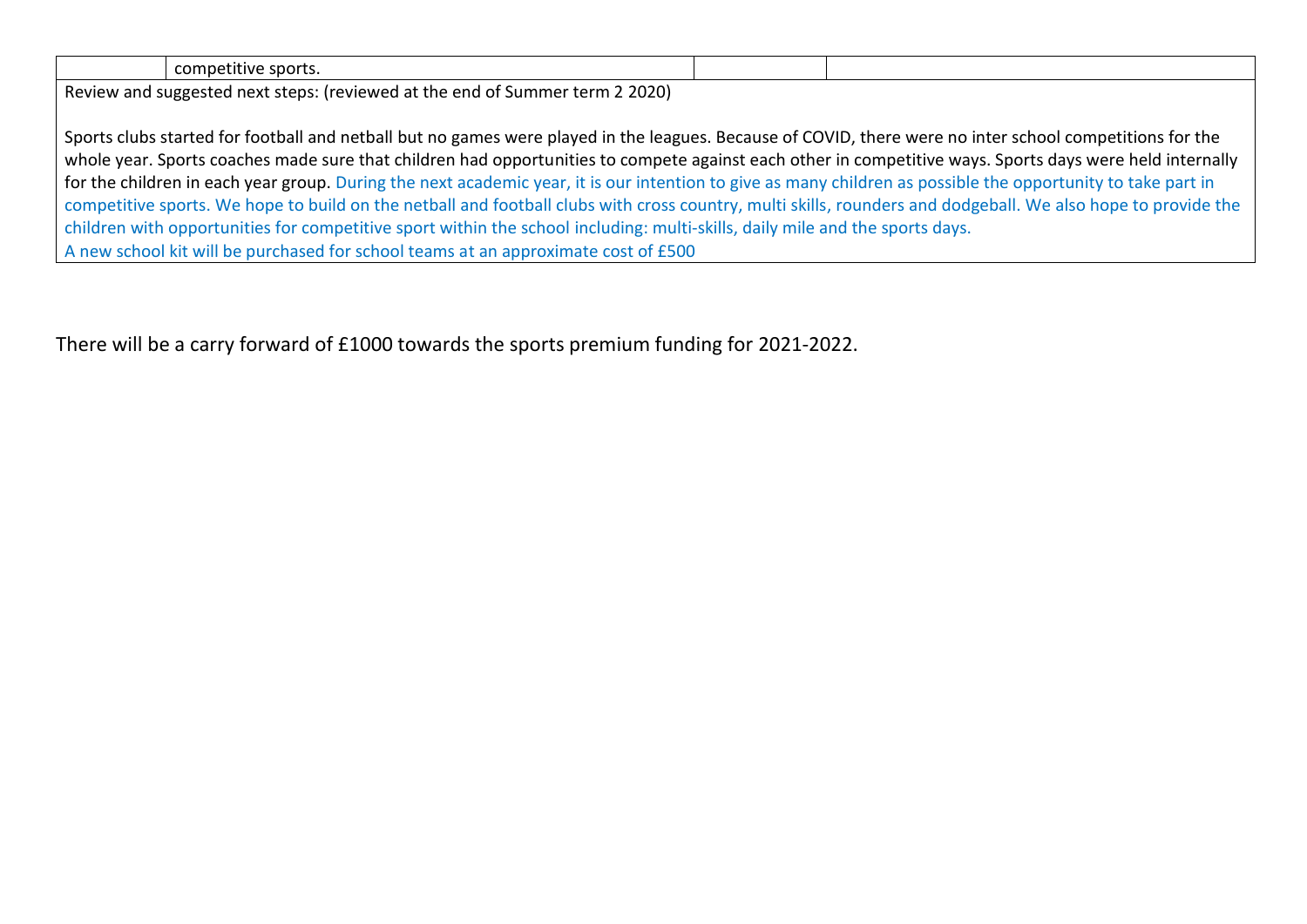| | | | |
|---|---|---|---|
| | competitive sports. | | |

Review and suggested next steps: (reviewed at the end of Summer term 2 2020)

Sports clubs started for football and netball but no games were played in the leagues. Because of COVID, there were no inter school competitions for the whole year. Sports coaches made sure that children had opportunities to compete against each other in competitive ways. Sports days were held internally for the children in each year group. During the next academic year, it is our intention to give as many children as possible the opportunity to take part in competitive sports. We hope to build on the netball and football clubs with cross country, multi skills, rounders and dodgeball. We also hope to provide the children with opportunities for competitive sport within the school including: multi-skills, daily mile and the sports days.
A new school kit will be purchased for school teams at an approximate cost of £500

There will be a carry forward of £1000 towards the sports premium funding for 2021-2022.